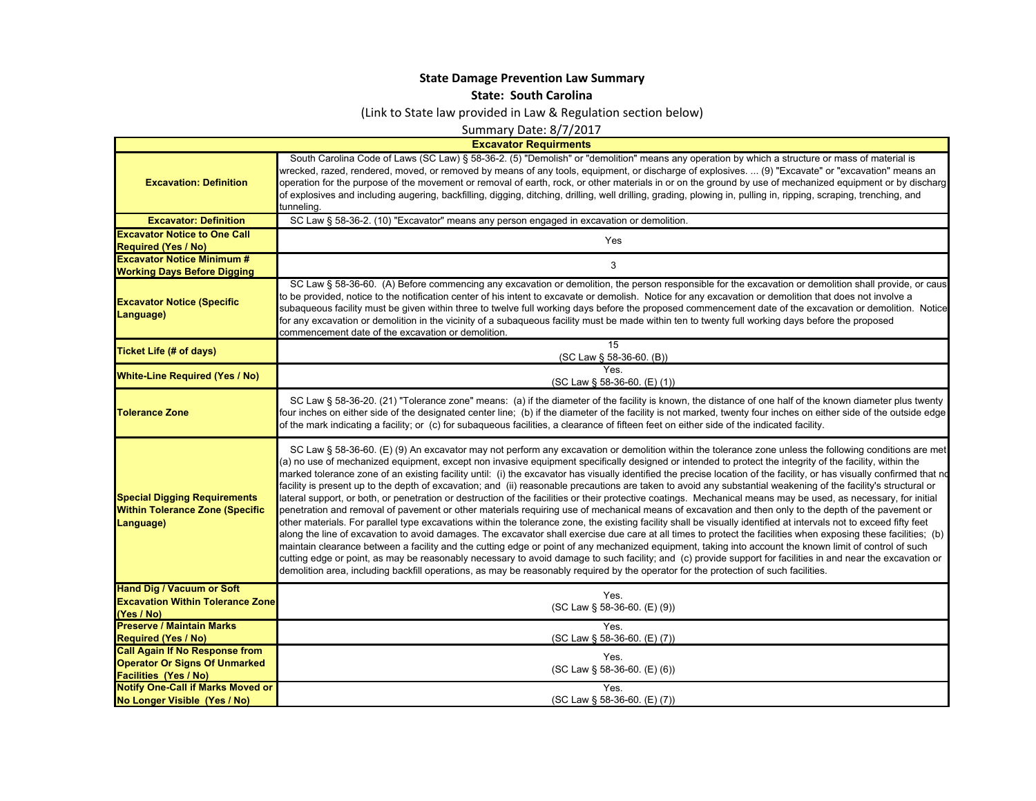**State Damage Prevention Law Summary**

**State: South Carolina**

(Link to State law provided in Law & Regulation section below)

Summary Date: 8/7/2017

| **Excavator Requirments** | |
|---|---|
| **Excavation: Definition** | South Carolina Code of Laws (SC Law) § 58-36-2. (5) "Demolish" or "demolition" means any operation by which a structure or mass of material is wrecked, razed, rendered, moved, or removed by means of any tools, equipment, or discharge of explosives. ... (9) "Excavate" or "excavation" means an operation for the purpose of the movement or removal of earth, rock, or other materials in or on the ground by use of mechanized equipment or by discharg of explosives and including augering, backfilling, digging, ditching, drilling, well drilling, grading, plowing in, pulling in, ripping, scraping, trenching, and tunneling. |
| **Excavator: Definition** | SC Law § 58-36-2. (10) "Excavator" means any person engaged in excavation or demolition. |
| **Excavator Notice to One Call Required (Yes / No)** | Yes |
| **Excavator Notice Minimum # Working Days Before Digging** | 3 |
| **Excavator Notice (Specific Language)** | SC Law § 58-36-60. (A) Before commencing any excavation or demolition, the person responsible for the excavation or demolition shall provide, or caus to be provided, notice to the notification center of his intent to excavate or demolish. Notice for any excavation or demolition that does not involve a subaqueous facility must be given within three to twelve full working days before the proposed commencement date of the excavation or demolition. Notice for any excavation or demolition in the vicinity of a subaqueous facility must be made within ten to twenty full working days before the proposed commencement date of the excavation or demolition. |
| **Ticket Life (# of days)** | 15 (SC Law § 58-36-60. (B)) |
| **White-Line Required (Yes / No)** | Yes. (SC Law § 58-36-60. (E) (1)) |
| **Tolerance Zone** | SC Law § 58-36-20. (21) "Tolerance zone" means: (a) if the diameter of the facility is known, the distance of one half of the known diameter plus twenty four inches on either side of the designated center line; (b) if the diameter of the facility is not marked, twenty four inches on either side of the outside edge of the mark indicating a facility; or (c) for subaqueous facilities, a clearance of fifteen feet on either side of the indicated facility. |
| **Special Digging Requirements Within Tolerance Zone (Specific Language)** | SC Law § 58-36-60. (E) (9) An excavator may not perform any excavation or demolition within the tolerance zone unless the following conditions are met (a) no use of mechanized equipment, except non invasive equipment specifically designed or intended to protect the integrity of the facility, within the marked tolerance zone of an existing facility until: (i) the excavator has visually identified the precise location of the facility, or has visually confirmed that no facility is present up to the depth of excavation; and (ii) reasonable precautions are taken to avoid any substantial weakening of the facility's structural or lateral support, or both, or penetration or destruction of the facilities or their protective coatings. Mechanical means may be used, as necessary, for initial penetration and removal of pavement or other materials requiring use of mechanical means of excavation and then only to the depth of the pavement or other materials. For parallel type excavations within the tolerance zone, the existing facility shall be visually identified at intervals not to exceed fifty feet along the line of excavation to avoid damages. The excavator shall exercise due care at all times to protect the facilities when exposing these facilities; (b) maintain clearance between a facility and the cutting edge or point of any mechanized equipment, taking into account the known limit of control of such cutting edge or point, as may be reasonably necessary to avoid damage to such facility; and (c) provide support for facilities in and near the excavation or demolition area, including backfill operations, as may be reasonably required by the operator for the protection of such facilities. |
| **Hand Dig / Vacuum or Soft Excavation Within Tolerance Zone (Yes / No)** | Yes. (SC Law § 58-36-60. (E) (9)) |
| **Preserve / Maintain Marks Required (Yes / No)** | Yes. (SC Law § 58-36-60. (E) (7)) |
| **Call Again If No Response from Operator Or Signs Of Unmarked Facilities (Yes / No)** | Yes. (SC Law § 58-36-60. (E) (6)) |
| **Notify One-Call if Marks Moved or No Longer Visible (Yes / No)** | Yes. (SC Law § 58-36-60. (E) (7)) |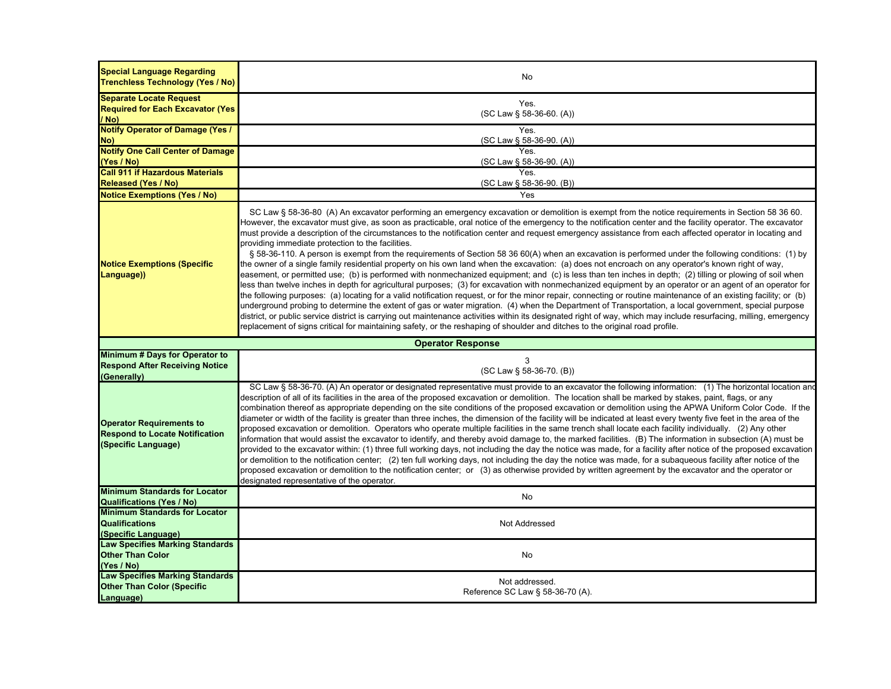| | |
|---|---|
| **Special Language Regarding Trenchless Technology (Yes / No)** | No |
| **Separate Locate Request Required for Each Excavator (Yes / No)** | Yes.<br>(SC Law § 58-36-60. (A)) |
| **Notify Operator of Damage (Yes / No)** | Yes.<br>(SC Law § 58-36-90. (A)) |
| **Notify One Call Center of Damage (Yes / No)** | Yes.<br>(SC Law § 58-36-90. (A)) |
| **Call 911 if Hazardous Materials Released (Yes / No)** | Yes.<br>(SC Law § 58-36-90. (B)) |
| **Notice Exemptions (Yes / No)** | Yes |
| **Notice Exemptions (Specific Language))** | SC Law § 58-36-80 (A) An excavator performing an emergency excavation or demolition is exempt from the notice requirements in Section 58 36 60. However, the excavator must give, as soon as practicable, oral notice of the emergency to the notification center and the facility operator. The excavator must provide a description of the circumstances to the notification center and request emergency assistance from each affected operator in locating and providing immediate protection to the facilities.<br>§ 58-36-110. A person is exempt from the requirements of Section 58 36 60(A) when an excavation is performed under the following conditions: (1) by the owner of a single family residential property on his own land when the excavation: (a) does not encroach on any operator's known right of way, easement, or permitted use; (b) is performed with nonmechanized equipment; and (c) is less than ten inches in depth; (2) tilling or plowing of soil when less than twelve inches in depth for agricultural purposes; (3) for excavation with nonmechanized equipment by an operator or an agent of an operator for the following purposes: (a) locating for a valid notification request, or for the minor repair, connecting or routine maintenance of an existing facility; or (b) underground probing to determine the extent of gas or water migration. (4) when the Department of Transportation, a local government, special purpose district, or public service district is carrying out maintenance activities within its designated right of way, which may include resurfacing, milling, emergency replacement of signs critical for maintaining safety, or the reshaping of shoulder and ditches to the original road profile. |
| **Operator Response** | |
| **Minimum # Days for Operator to Respond After Receiving Notice (Generally)** | 3<br>(SC Law § 58-36-70. (B)) |
| **Operator Requirements to Respond to Locate Notification (Specific Language)** | SC Law § 58-36-70. (A) An operator or designated representative must provide to an excavator the following information: (1) The horizontal location and description of all of its facilities in the area of the proposed excavation or demolition. The location shall be marked by stakes, paint, flags, or any combination thereof as appropriate depending on the site conditions of the proposed excavation or demolition using the APWA Uniform Color Code. If the diameter or width of the facility is greater than three inches, the dimension of the facility will be indicated at least every twenty five feet in the area of the proposed excavation or demolition. Operators who operate multiple facilities in the same trench shall locate each facility individually. (2) Any other information that would assist the excavator to identify, and thereby avoid damage to, the marked facilities. (B) The information in subsection (A) must be provided to the excavator within: (1) three full working days, not including the day the notice was made, for a facility after notice of the proposed excavation or demolition to the notification center; (2) ten full working days, not including the day the notice was made, for a subaqueous facility after notice of the proposed excavation or demolition to the notification center; or (3) as otherwise provided by written agreement by the excavator and the operator or designated representative of the operator. |
| **Minimum Standards for Locator Qualifications (Yes / No)** | No |
| **Minimum Standards for Locator Qualifications (Specific Language)** | Not Addressed |
| **Law Specifies Marking Standards Other Than Color (Yes / No)** | No |
| **Law Specifies Marking Standards Other Than Color (Specific Language)** | Not addressed.<br>Reference SC Law § 58-36-70 (A). |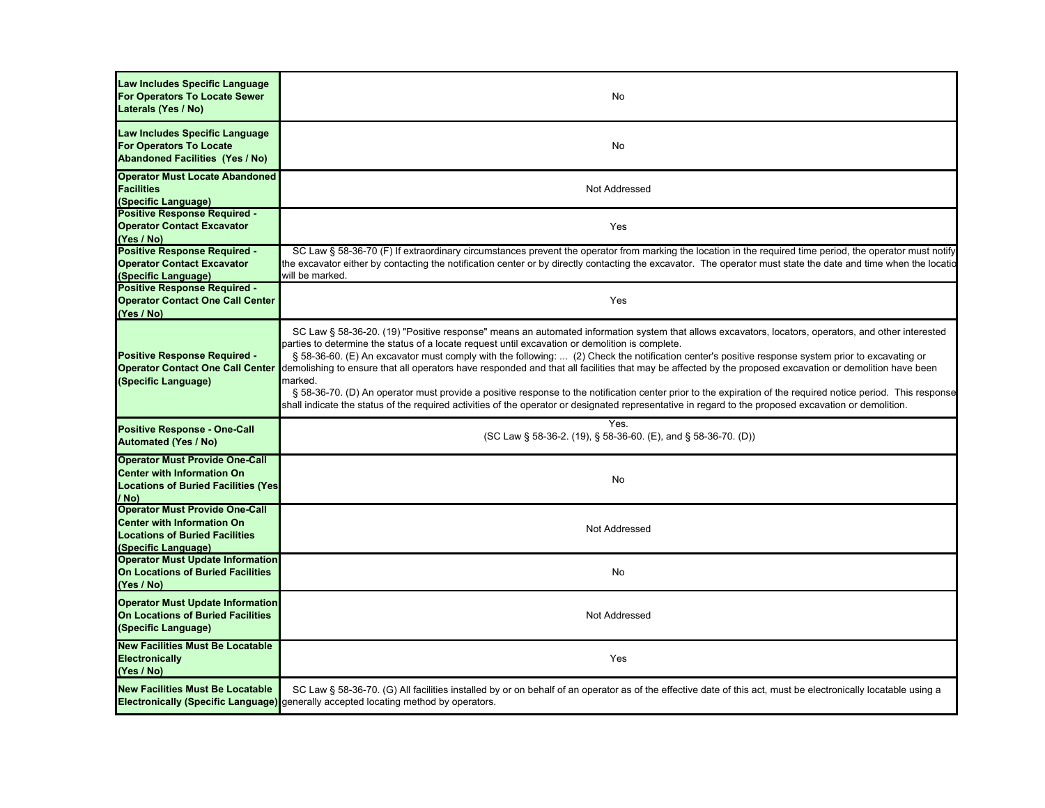| | |
|---|---|
| **Law Includes Specific Language For Operators To Locate Sewer Laterals (Yes / No)** | No |
| **Law Includes Specific Language For Operators To Locate Abandoned Facilities (Yes / No)** | No |
| **Operator Must Locate Abandoned Facilities (Specific Language)** | Not Addressed |
| **Positive Response Required - Operator Contact Excavator (Yes / No)** | Yes |
| **Positive Response Required - Operator Contact Excavator (Specific Language)** | SC Law § 58-36-70 (F) If extraordinary circumstances prevent the operator from marking the location in the required time period, the operator must notify the excavator either by contacting the notification center or by directly contacting the excavator. The operator must state the date and time when the locatio will be marked. |
| **Positive Response Required - Operator Contact One Call Center (Yes / No)** | Yes |
| **Positive Response Required - Operator Contact One Call Center (Specific Language)** | SC Law § 58-36-20. (19) "Positive response" means an automated information system that allows excavators, locators, operators, and other interested parties to determine the status of a locate request until excavation or demolition is complete.<br>§ 58-36-60. (E) An excavator must comply with the following: ... (2) Check the notification center's positive response system prior to excavating or demolishing to ensure that all operators have responded and that all facilities that may be affected by the proposed excavation or demolition have been marked.<br>§ 58-36-70. (D) An operator must provide a positive response to the notification center prior to the expiration of the required notice period. This response shall indicate the status of the required activities of the operator or designated representative in regard to the proposed excavation or demolition. |
| **Positive Response - One-Call Automated (Yes / No)** | Yes.<br>(SC Law § 58-36-2. (19), § 58-36-60. (E), and § 58-36-70. (D)) |
| **Operator Must Provide One-Call Center with Information On Locations of Buried Facilities (Yes / No)** | No |
| **Operator Must Provide One-Call Center with Information On Locations of Buried Facilities (Specific Language)** | Not Addressed |
| **Operator Must Update Information On Locations of Buried Facilities (Yes / No)** | No |
| **Operator Must Update Information On Locations of Buried Facilities (Specific Language)** | Not Addressed |
| **New Facilities Must Be Locatable Electronically (Yes / No)** | Yes |
| **New Facilities Must Be Locatable Electronically (Specific Language)** | SC Law § 58-36-70. (G) All facilities installed by or on behalf of an operator as of the effective date of this act, must be electronically locatable using a generally accepted locating method by operators. |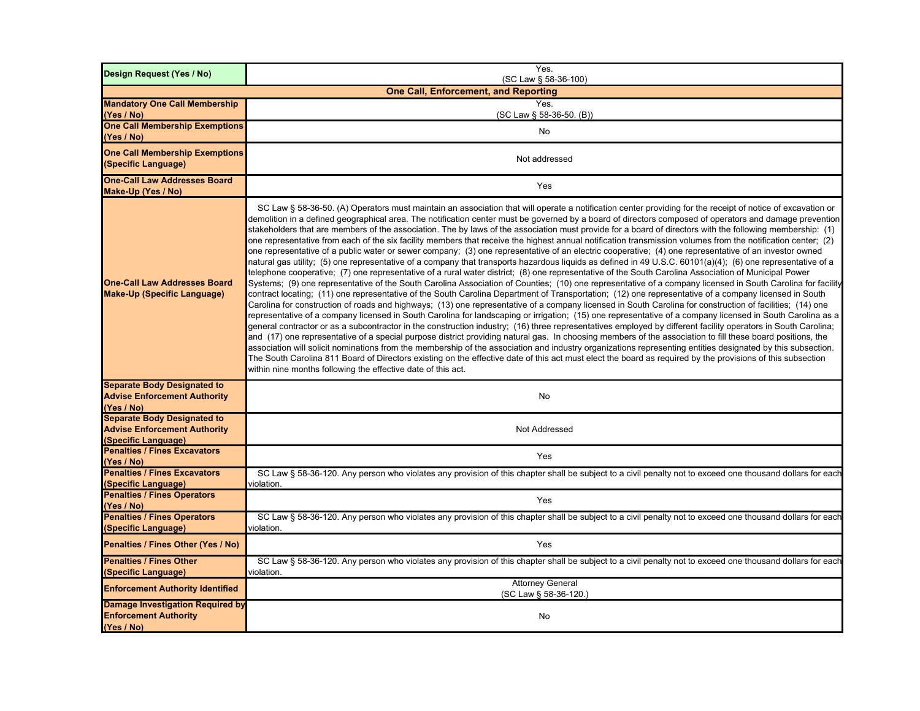| | |
|---|---|
| **Design Request (Yes / No)** | Yes.<br>(SC Law § 58-36-100) |
| **One Call, Enforcement, and Reporting** | |
| **Mandatory One Call Membership (Yes / No)** | Yes.<br>(SC Law § 58-36-50. (B)) |
| **One Call Membership Exemptions (Yes / No)** | No |
| **One Call Membership Exemptions (Specific Language)** | Not addressed |
| **One-Call Law Addresses Board Make-Up (Yes / No)** | Yes |
| **One-Call Law Addresses Board Make-Up (Specific Language)** | SC Law § 58-36-50. (A) Operators must maintain an association that will operate a notification center providing for the receipt of notice of excavation or demolition in a defined geographical area. The notification center must be governed by a board of directors composed of operators and damage prevention stakeholders that are members of the association. The by laws of the association must provide for a board of directors with the following membership: (1) one representative from each of the six facility members that receive the highest annual notification transmission volumes from the notification center; (2) one representative of a public water or sewer company; (3) one representative of an electric cooperative; (4) one representative of an investor owned natural gas utility; (5) one representative of a company that transports hazardous liquids as defined in 49 U.S.C. 60101(a)(4); (6) one representative of a telephone cooperative; (7) one representative of a rural water district; (8) one representative of the South Carolina Association of Municipal Power Systems; (9) one representative of the South Carolina Association of Counties; (10) one representative of a company licensed in South Carolina for facility contract locating; (11) one representative of the South Carolina Department of Transportation; (12) one representative of a company licensed in South Carolina for construction of roads and highways; (13) one representative of a company licensed in South Carolina for construction of facilities; (14) one representative of a company licensed in South Carolina for landscaping or irrigation; (15) one representative of a company licensed in South Carolina as a general contractor or as a subcontractor in the construction industry; (16) three representatives employed by different facility operators in South Carolina; and (17) one representative of a special purpose district providing natural gas. In choosing members of the association to fill these board positions, the association will solicit nominations from the membership of the association and industry organizations representing entities designated by this subsection. The South Carolina 811 Board of Directors existing on the effective date of this act must elect the board as required by the provisions of this subsection within nine months following the effective date of this act. |
| **Separate Body Designated to Advise Enforcement Authority (Yes / No)** | No |
| **Separate Body Designated to Advise Enforcement Authority (Specific Language)** | Not Addressed |
| **Penalties / Fines Excavators (Yes / No)** | Yes |
| **Penalties / Fines Excavators (Specific Language)** | SC Law § 58-36-120. Any person who violates any provision of this chapter shall be subject to a civil penalty not to exceed one thousand dollars for each violation. |
| **Penalties / Fines Operators (Yes / No)** | Yes |
| **Penalties / Fines Operators (Specific Language)** | SC Law § 58-36-120. Any person who violates any provision of this chapter shall be subject to a civil penalty not to exceed one thousand dollars for each violation. |
| **Penalties / Fines Other (Yes / No)** | Yes |
| **Penalties / Fines Other (Specific Language)** | SC Law § 58-36-120. Any person who violates any provision of this chapter shall be subject to a civil penalty not to exceed one thousand dollars for each violation. |
| **Enforcement Authority Identified** | Attorney General<br>(SC Law § 58-36-120.) |
| **Damage Investigation Required by Enforcement Authority (Yes / No)** | No |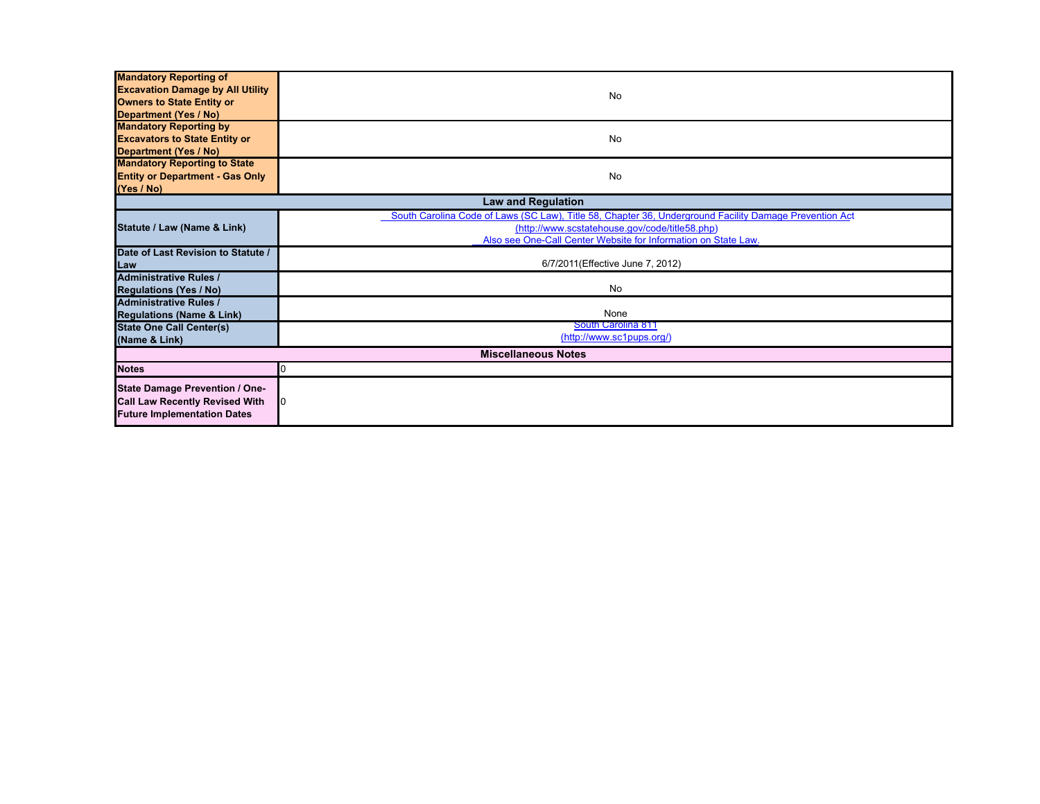| | |
|---|---|
| **Mandatory Reporting of Excavation Damage by All Utility Owners to State Entity or Department (Yes / No)** | No |
| **Mandatory Reporting by Excavators to State Entity or Department (Yes / No)** | No |
| **Mandatory Reporting to State Entity or Department - Gas Only (Yes / No)** | No |
| **Law and Regulation** | |
| **Statute / Law (Name & Link)** | South Carolina Code of Laws (SC Law), Title 58, Chapter 36, Underground Facility Damage Prevention Act (http://www.scstatehouse.gov/code/title58.php) Also see One-Call Center Website for Information on State Law. |
| **Date of Last Revision to Statute / Law** | 6/7/2011(Effective June 7, 2012) |
| **Administrative Rules / Regulations (Yes / No)** | No |
| **Administrative Rules / Regulations (Name & Link)** | None |
| **State One Call Center(s) (Name & Link)** | South Carolina 811 (http://www.sc1pups.org/) |
| **Miscellaneous Notes** | |
| **Notes** | 0 |
| **State Damage Prevention / One-Call Law Recently Revised With Future Implementation Dates** | 0 |